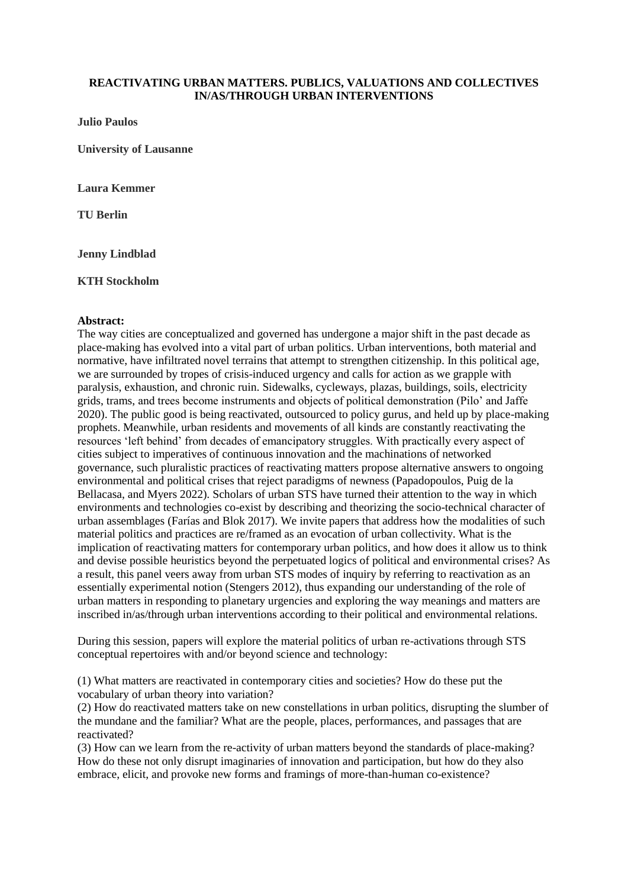# REACTIVATING URBAN MATTERS. PUBLICS, VALUATIONS AND COLLECTIVES IN/AS/THROUGH URBAN INTERVENTIONS

**Julio Paulos**

**University of Lausanne**

**Laura Kemmer**

**TU Berlin**

**Jenny Lindblad**

**KTH Stockholm**

**Abstract:**

The way cities are conceptualized and governed has undergone a major shift in the past decade as place-making has evolved into a vital part of urban politics. Urban interventions, both material and normative, have infiltrated novel terrains that attempt to strengthen citizenship. In this political age, we are surrounded by tropes of crisis-induced urgency and calls for action as we grapple with paralysis, exhaustion, and chronic ruin. Sidewalks, cycleways, plazas, buildings, soils, electricity grids, trams, and trees become instruments and objects of political demonstration (Pilo' and Jaffe 2020). The public good is being reactivated, outsourced to policy gurus, and held up by place-making prophets. Meanwhile, urban residents and movements of all kinds are constantly reactivating the resources 'left behind' from decades of emancipatory struggles. With practically every aspect of cities subject to imperatives of continuous innovation and the machinations of networked governance, such pluralistic practices of reactivating matters propose alternative answers to ongoing environmental and political crises that reject paradigms of newness (Papadopoulos, Puig de la Bellacasa, and Myers 2022). Scholars of urban STS have turned their attention to the way in which environments and technologies co-exist by describing and theorizing the socio-technical character of urban assemblages (Farías and Blok 2017). We invite papers that address how the modalities of such material politics and practices are re/framed as an evocation of urban collectivity. What is the implication of reactivating matters for contemporary urban politics, and how does it allow us to think and devise possible heuristics beyond the perpetuated logics of political and environmental crises? As a result, this panel veers away from urban STS modes of inquiry by referring to reactivation as an essentially experimental notion (Stengers 2012), thus expanding our understanding of the role of urban matters in responding to planetary urgencies and exploring the way meanings and matters are inscribed in/as/through urban interventions according to their political and environmental relations.

During this session, papers will explore the material politics of urban re-activations through STS conceptual repertoires with and/or beyond science and technology:

(1) What matters are reactivated in contemporary cities and societies? How do these put the vocabulary of urban theory into variation?
(2) How do reactivated matters take on new constellations in urban politics, disrupting the slumber of the mundane and the familiar? What are the people, places, performances, and passages that are reactivated?
(3) How can we learn from the re-activity of urban matters beyond the standards of place-making? How do these not only disrupt imaginaries of innovation and participation, but how do they also embrace, elicit, and provoke new forms and framings of more-than-human co-existence?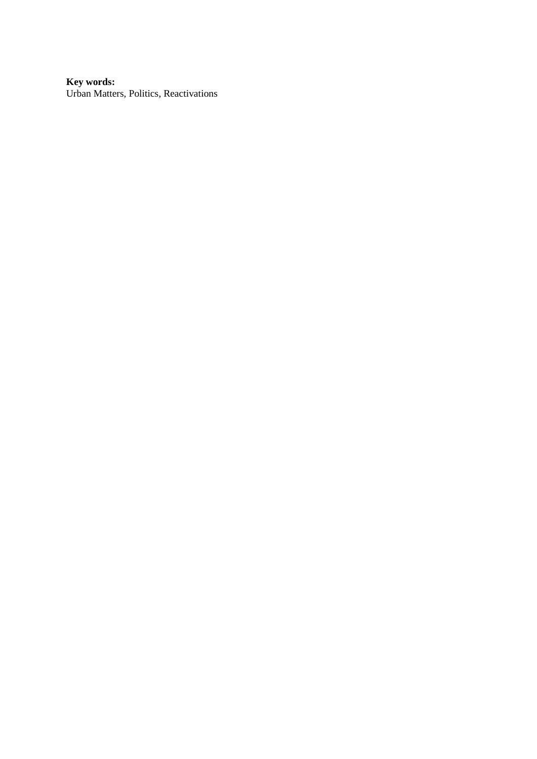**Key words:**
Urban Matters, Politics, Reactivations